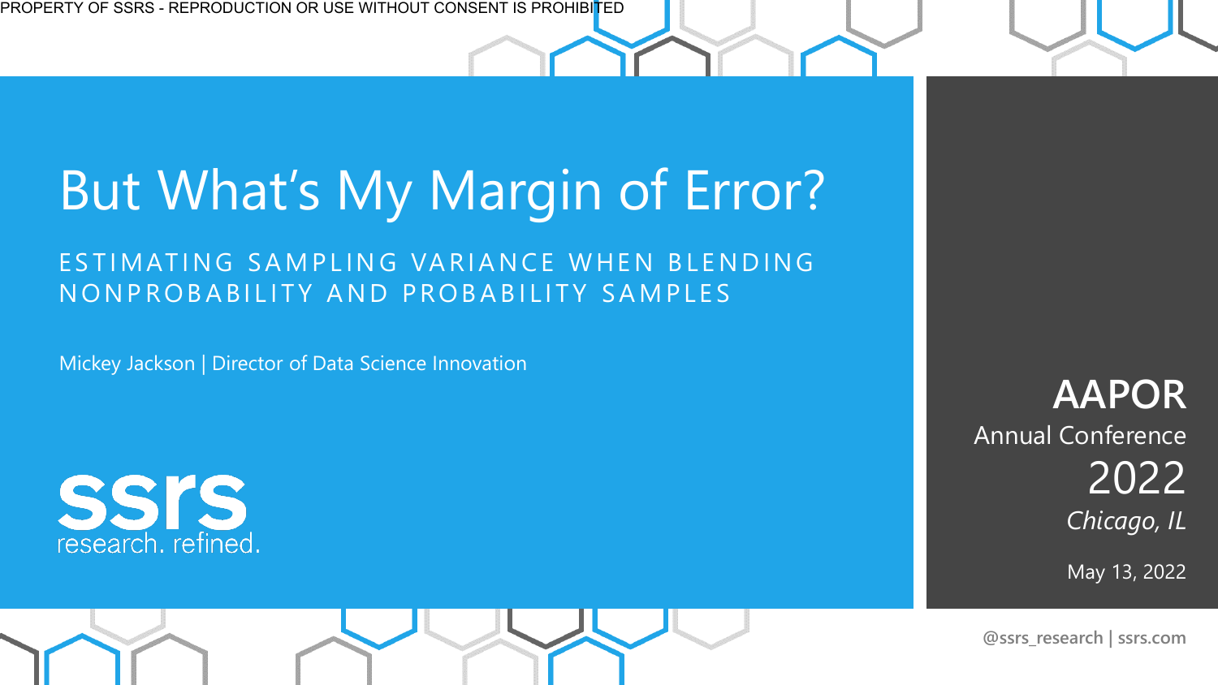PROPERTY OF SSRS - REPRODUCTION OR USE WITHOUT CONSENT IS PROHIBITED

# But What's My Margin of Error?

## ESTIMATING SAMPLING VARIANCE WHEN BLENDING NONPROBABILITY AND PROBABILITY SAMPLES

Mickey Jackson | Director of Data Science Innovation

ssrs
research. refined.

**AAPOR**
Annual Conference
2022
*Chicago, IL*

May 13, 2022

**@ssrs_research | ssrs.com**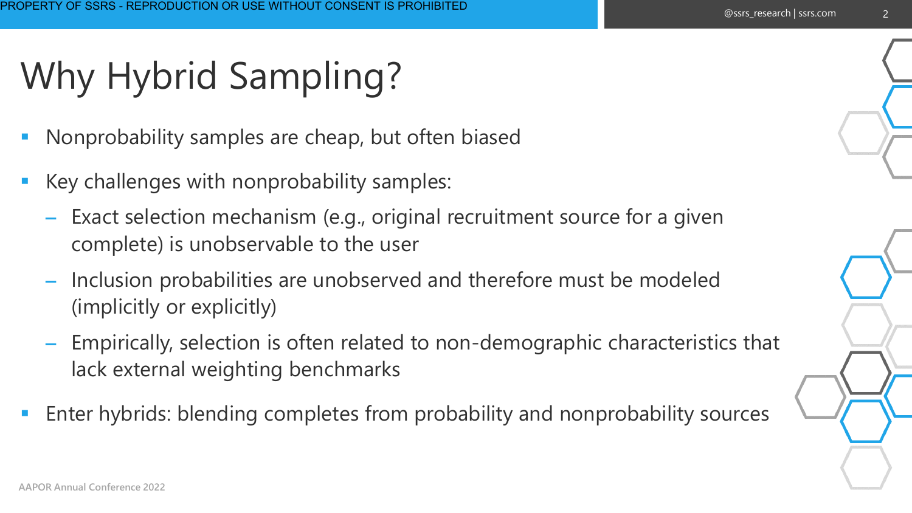# Why Hybrid Sampling?

- Nonprobability samples are cheap, but often biased
- Key challenges with nonprobability samples:
  - Exact selection mechanism (e.g., original recruitment source for a given complete) is unobservable to the user
  - Inclusion probabilities are unobserved and therefore must be modeled (implicitly or explicitly)
  - Empirically, selection is often related to non-demographic characteristics that lack external weighting benchmarks
- Enter hybrids: blending completes from probability and nonprobability sources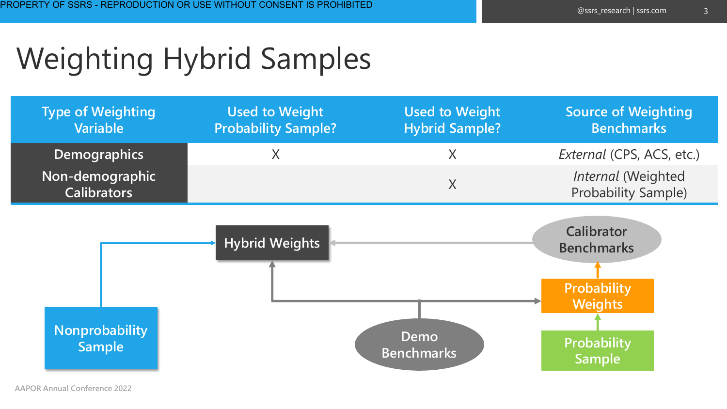# Weighting Hybrid Samples

| Type of Weighting Variable | Used to Weight Probability Sample? | Used to Weight Hybrid Sample? | Source of Weighting Benchmarks |
|---|---|---|---|
| Demographics | X | X | *External* (CPS, ACS, etc.) |
| Non-demographic Calibrators | | X | *Internal* (Weighted Probability Sample) |

Hybrid Weights

Calibrator Benchmarks

Probability Weights

Probability Sample

Nonprobability Sample

Demo Benchmarks

AAPOR Annual Conference 2022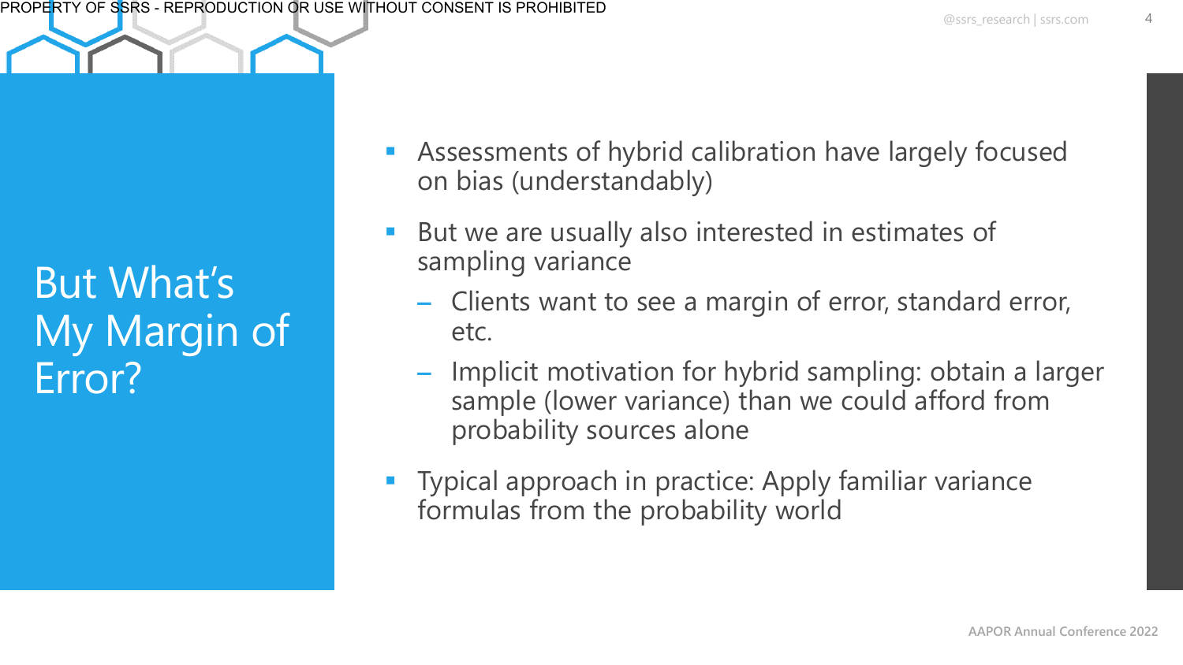# But What's My Margin of Error?

- Assessments of hybrid calibration have largely focused on bias (understandably)
- But we are usually also interested in estimates of sampling variance
  - Clients want to see a margin of error, standard error, etc.
  - Implicit motivation for hybrid sampling: obtain a larger sample (lower variance) than we could afford from probability sources alone
- Typical approach in practice: Apply familiar variance formulas from the probability world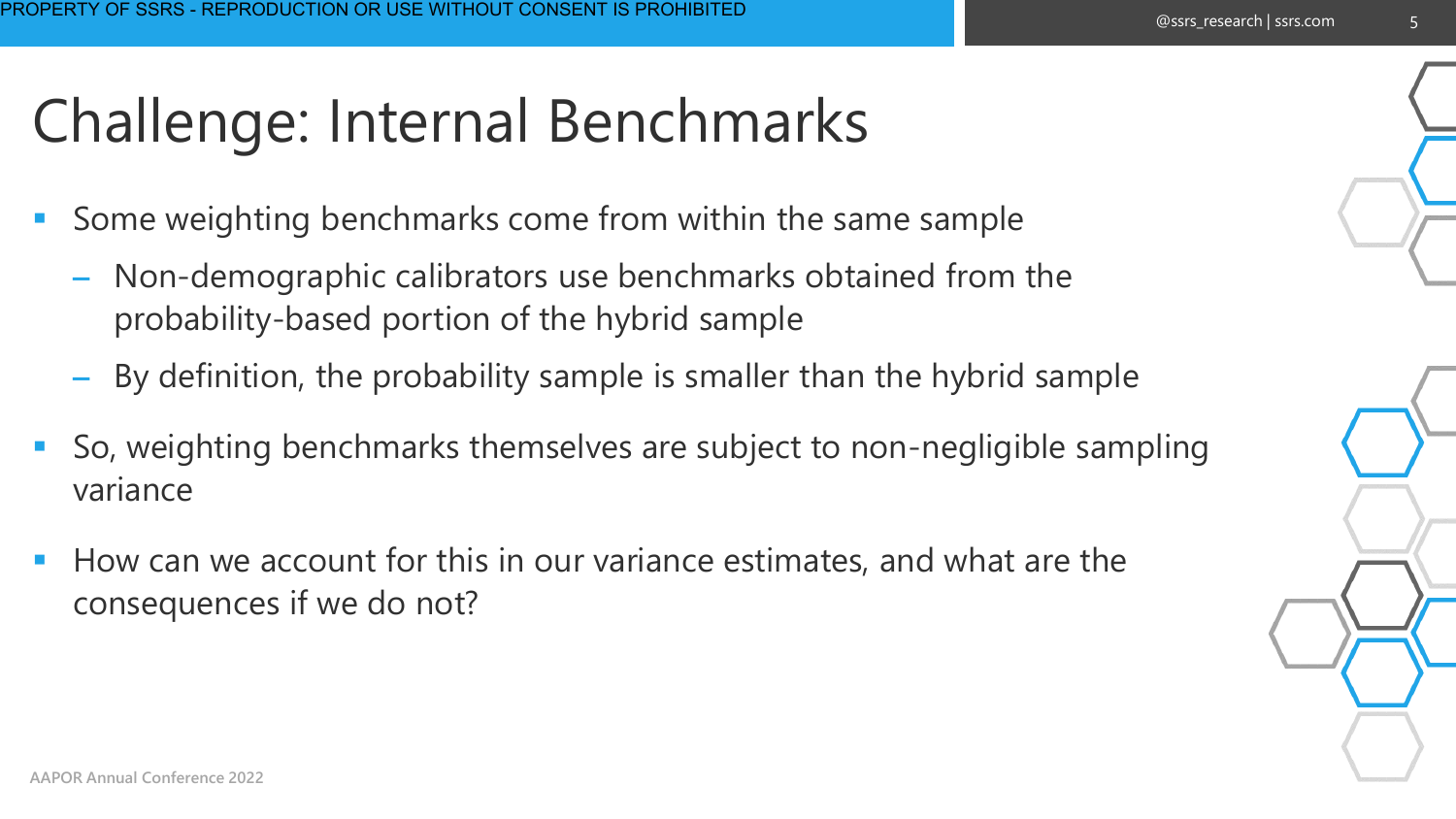# Challenge: Internal Benchmarks

- Some weighting benchmarks come from within the same sample
  - Non-demographic calibrators use benchmarks obtained from the probability-based portion of the hybrid sample
  - By definition, the probability sample is smaller than the hybrid sample
- So, weighting benchmarks themselves are subject to non-negligible sampling variance
- How can we account for this in our variance estimates, and what are the consequences if we do not?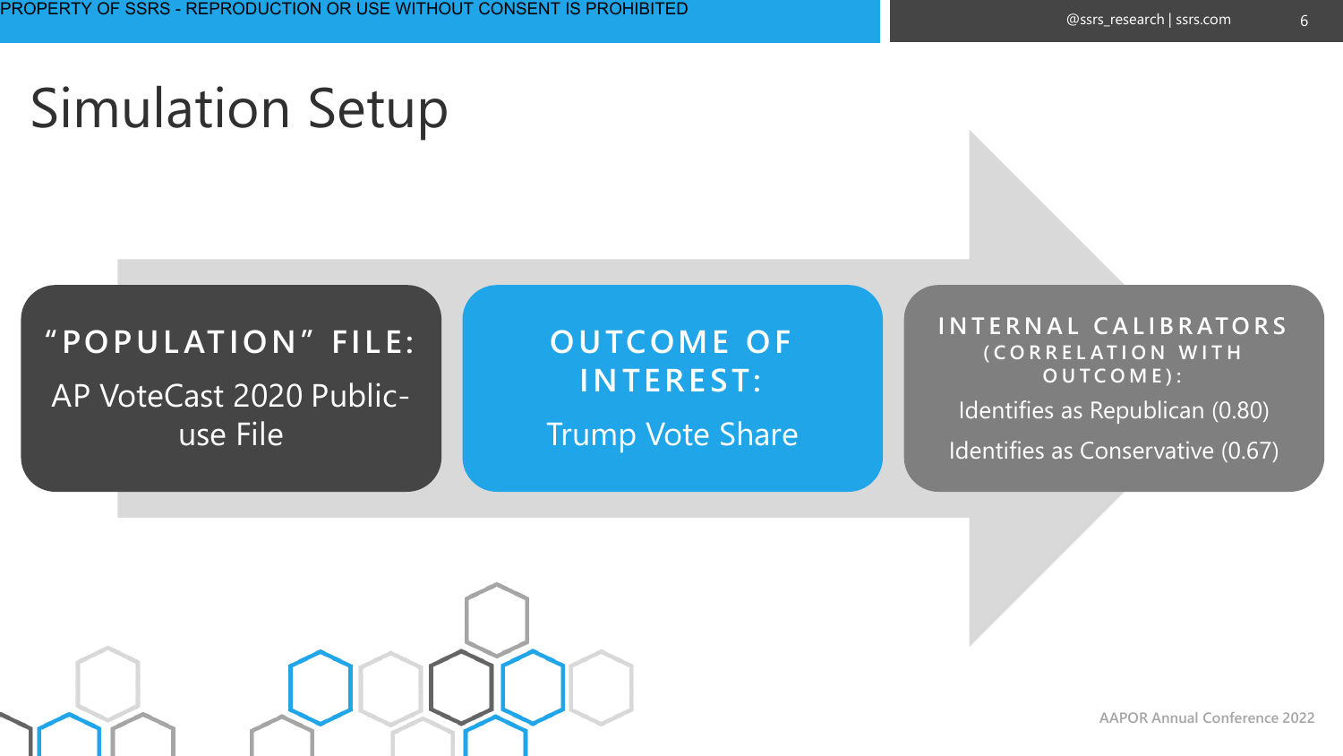# Simulation Setup

**"POPULATION" FILE:**

AP VoteCast 2020 Public-use File

**OUTCOME OF INTEREST:**

Trump Vote Share

**INTERNAL CALIBRATORS (CORRELATION WITH OUTCOME):**

Identifies as Republican (0.80)

Identifies as Conservative (0.67)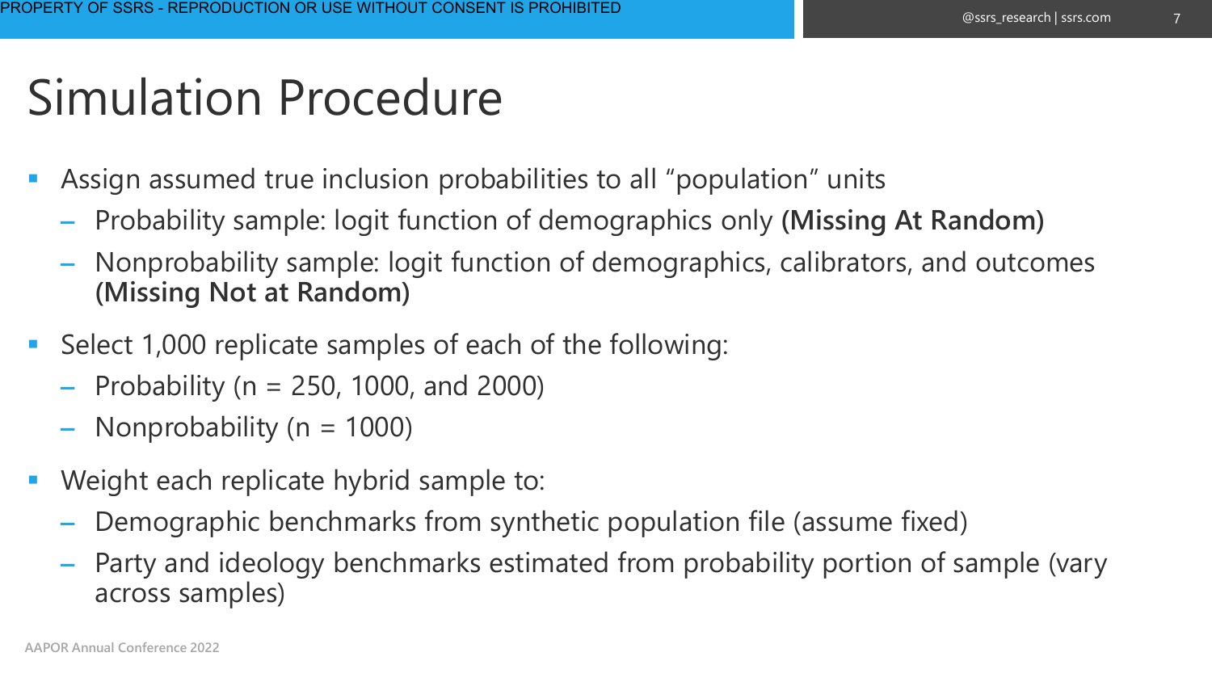# Simulation Procedure

- Assign assumed true inclusion probabilities to all "population" units
  - Probability sample: logit function of demographics only **(Missing At Random)**
  - Nonprobability sample: logit function of demographics, calibrators, and outcomes **(Missing Not at Random)**
- Select 1,000 replicate samples of each of the following:
  - Probability (n = 250, 1000, and 2000)
  - Nonprobability (n = 1000)
- Weight each replicate hybrid sample to:
  - Demographic benchmarks from synthetic population file (assume fixed)
  - Party and ideology benchmarks estimated from probability portion of sample (vary across samples)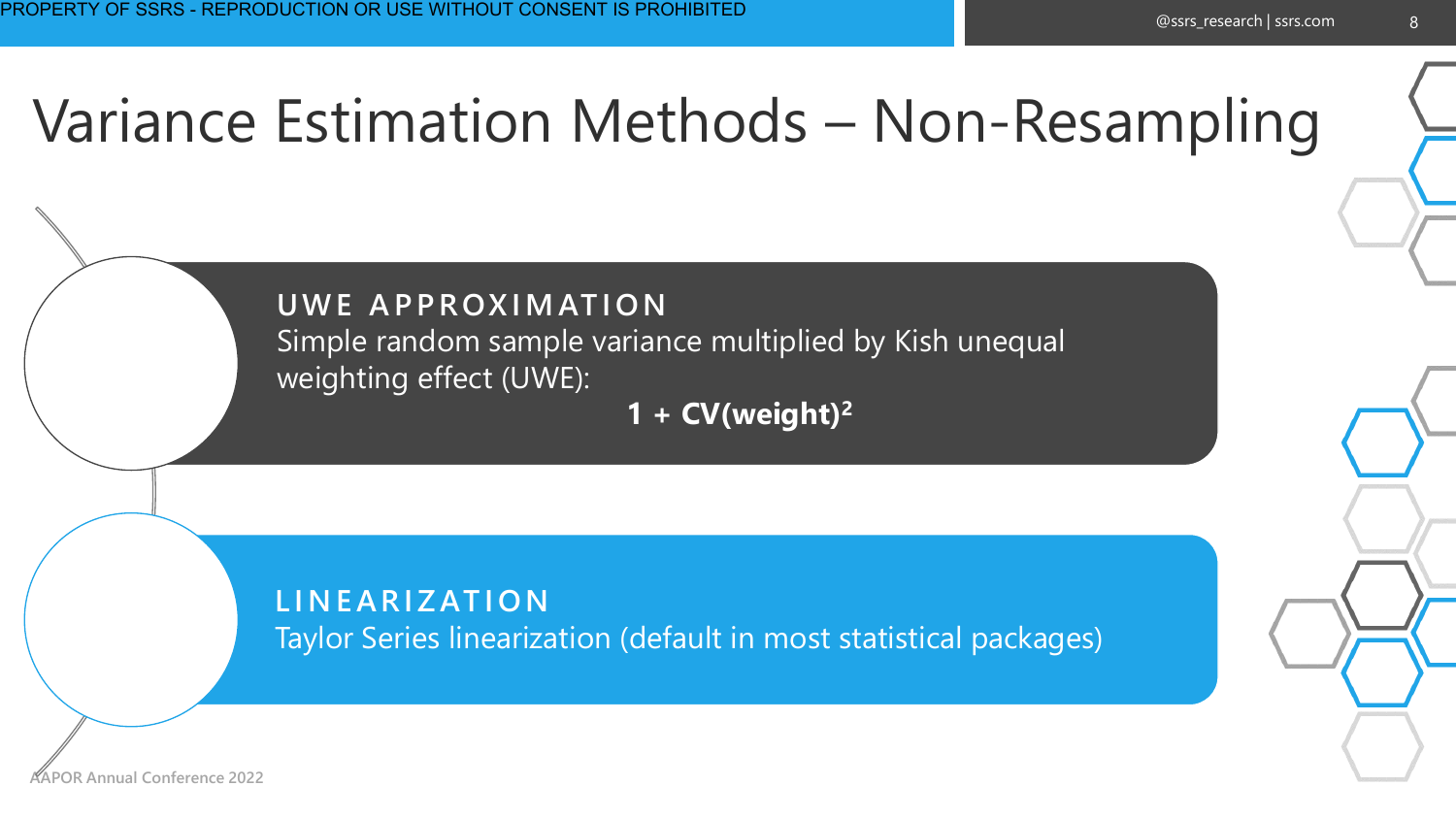# Variance Estimation Methods – Non-Resampling

**UWE APPROXIMATION**

Simple random sample variance multiplied by Kish unequal weighting effect (UWE):

$$1 + CV(weight)^2$$

**LINEARIZATION**

Taylor Series linearization (default in most statistical packages)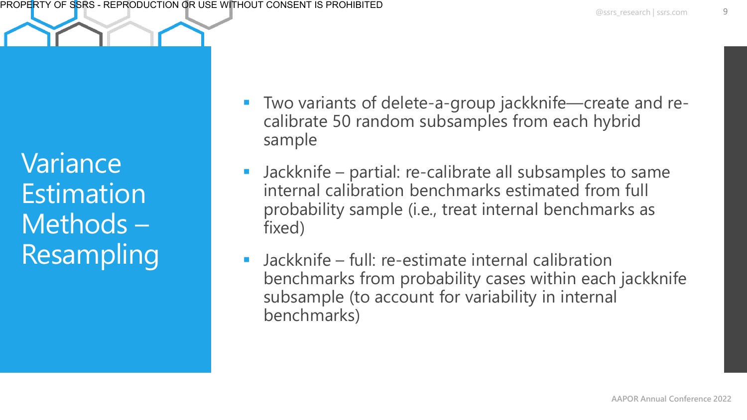# Variance Estimation Methods – Resampling

- Two variants of delete-a-group jackknife—create and re-calibrate 50 random subsamples from each hybrid sample
- Jackknife – partial: re-calibrate all subsamples to same internal calibration benchmarks estimated from full probability sample (i.e., treat internal benchmarks as fixed)
- Jackknife – full: re-estimate internal calibration benchmarks from probability cases within each jackknife subsample (to account for variability in internal benchmarks)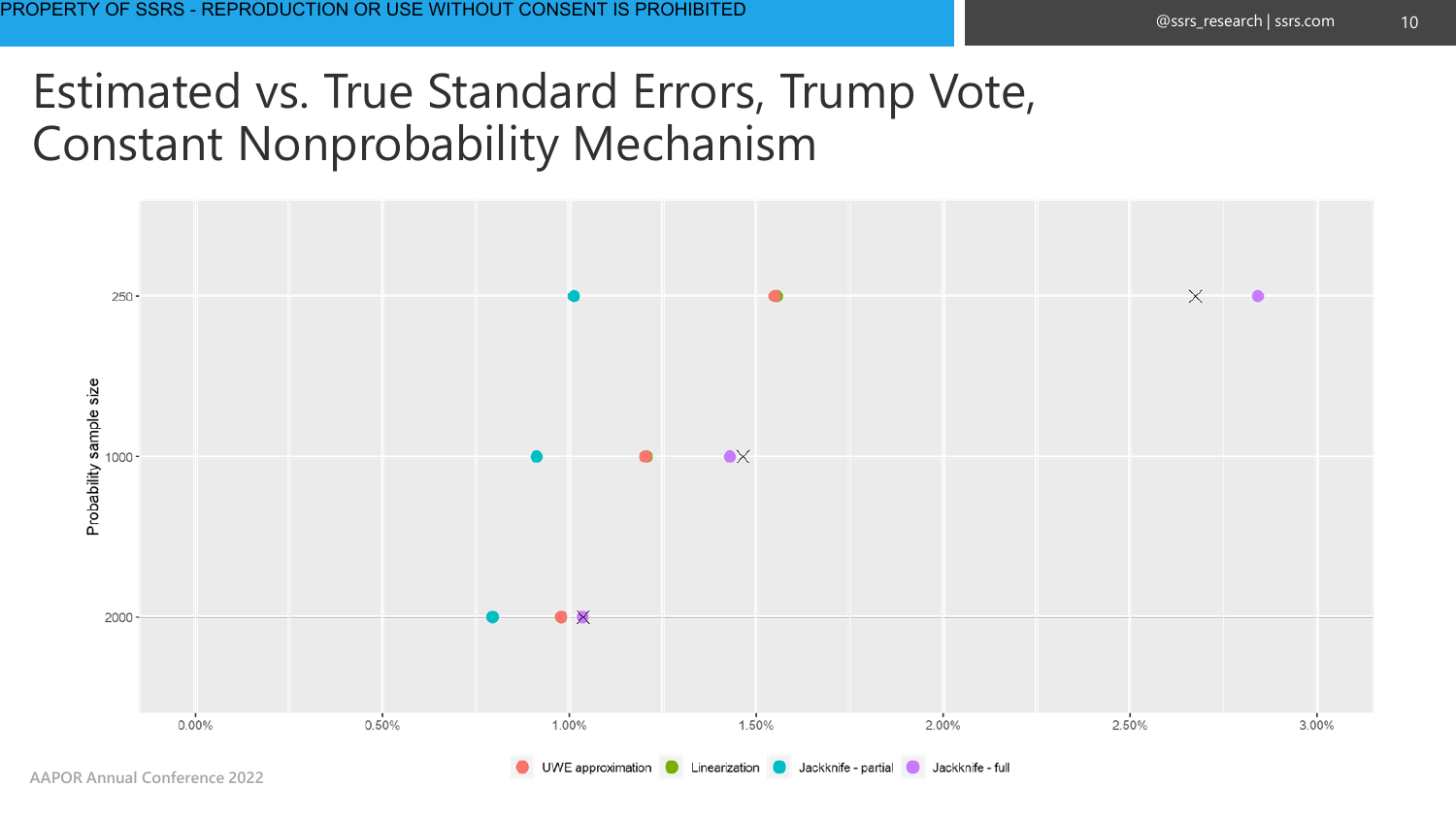# Estimated vs. True Standard Errors, Trump Vote, Constant Nonprobability Mechanism

Probability sample size

250

1000

2000

0.00% 0.50% 1.00% 1.50% 2.00% 2.50% 3.00%

UWE approximation · Linearization · Jackknife - partial · Jackknife - full

AAPOR Annual Conference 2022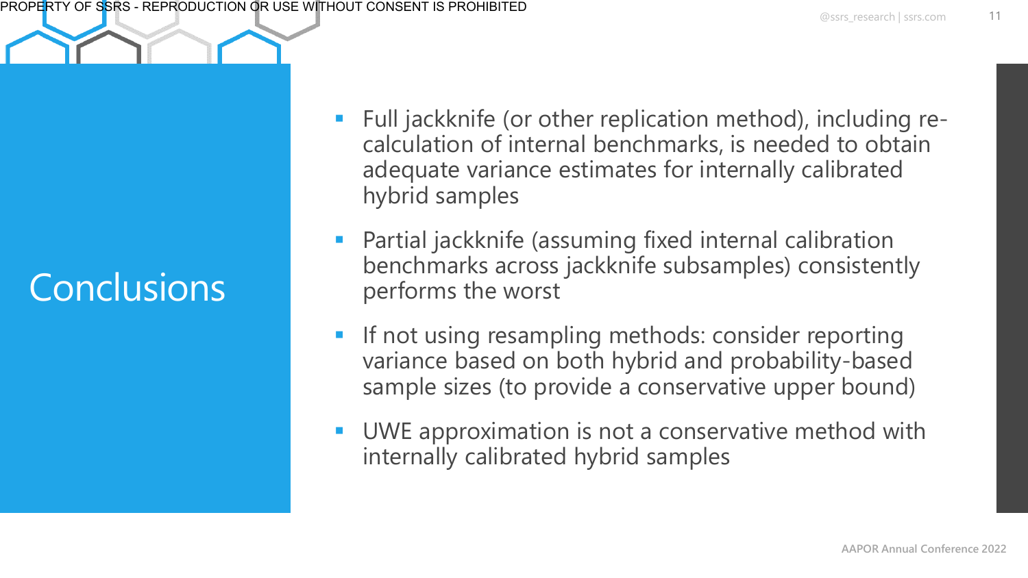# Conclusions

- Full jackknife (or other replication method), including re-calculation of internal benchmarks, is needed to obtain adequate variance estimates for internally calibrated hybrid samples
- Partial jackknife (assuming fixed internal calibration benchmarks across jackknife subsamples) consistently performs the worst
- If not using resampling methods: consider reporting variance based on both hybrid and probability-based sample sizes (to provide a conservative upper bound)
- UWE approximation is not a conservative method with internally calibrated hybrid samples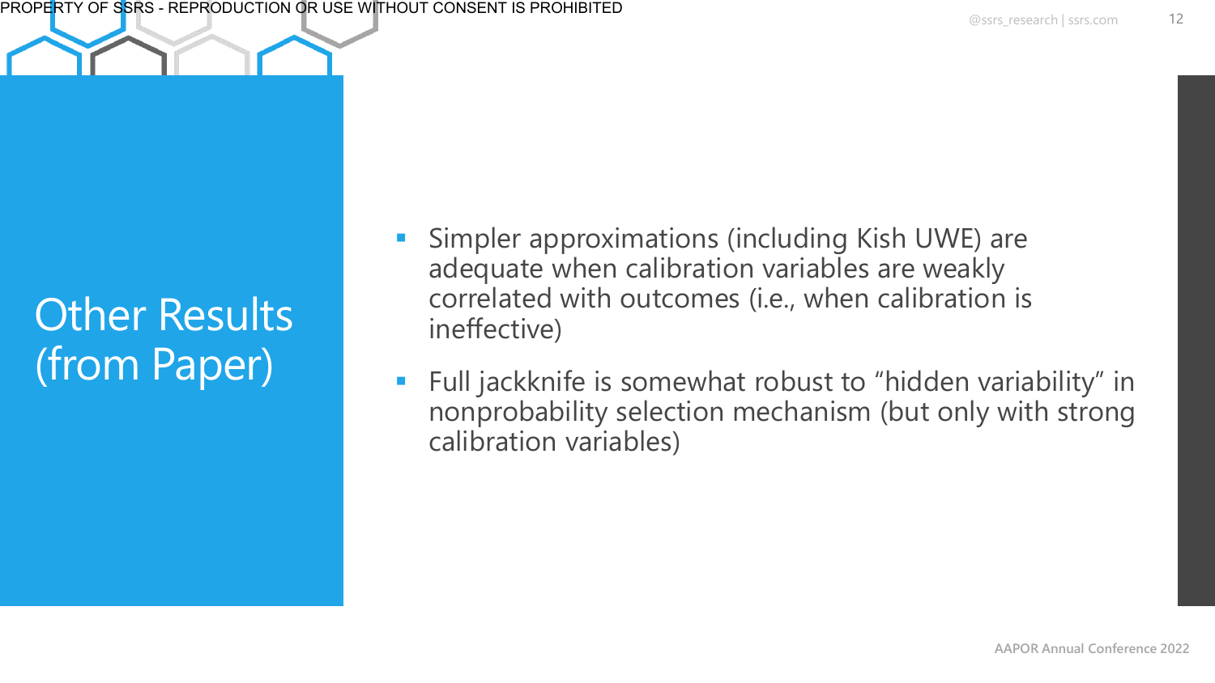# Other Results (from Paper)

- Simpler approximations (including Kish UWE) are adequate when calibration variables are weakly correlated with outcomes (i.e., when calibration is ineffective)
- Full jackknife is somewhat robust to "hidden variability" in nonprobability selection mechanism (but only with strong calibration variables)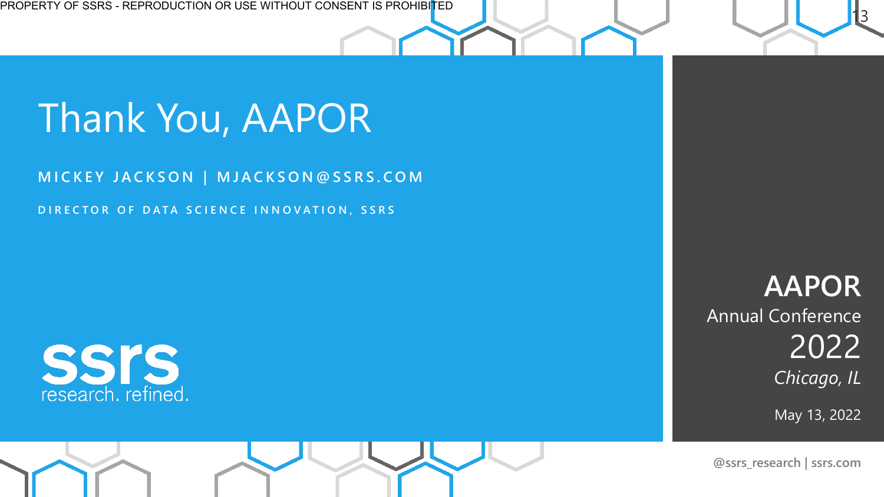# Thank You, AAPOR

**MICKEY JACKSON | MJACKSON@SSRS.COM**

**DIRECTOR OF DATA SCIENCE INNOVATION, SSRS**

ssrs
research. refined.

**AAPOR**
Annual Conference
2022
*Chicago, IL*

May 13, 2022

@ssrs_research | ssrs.com